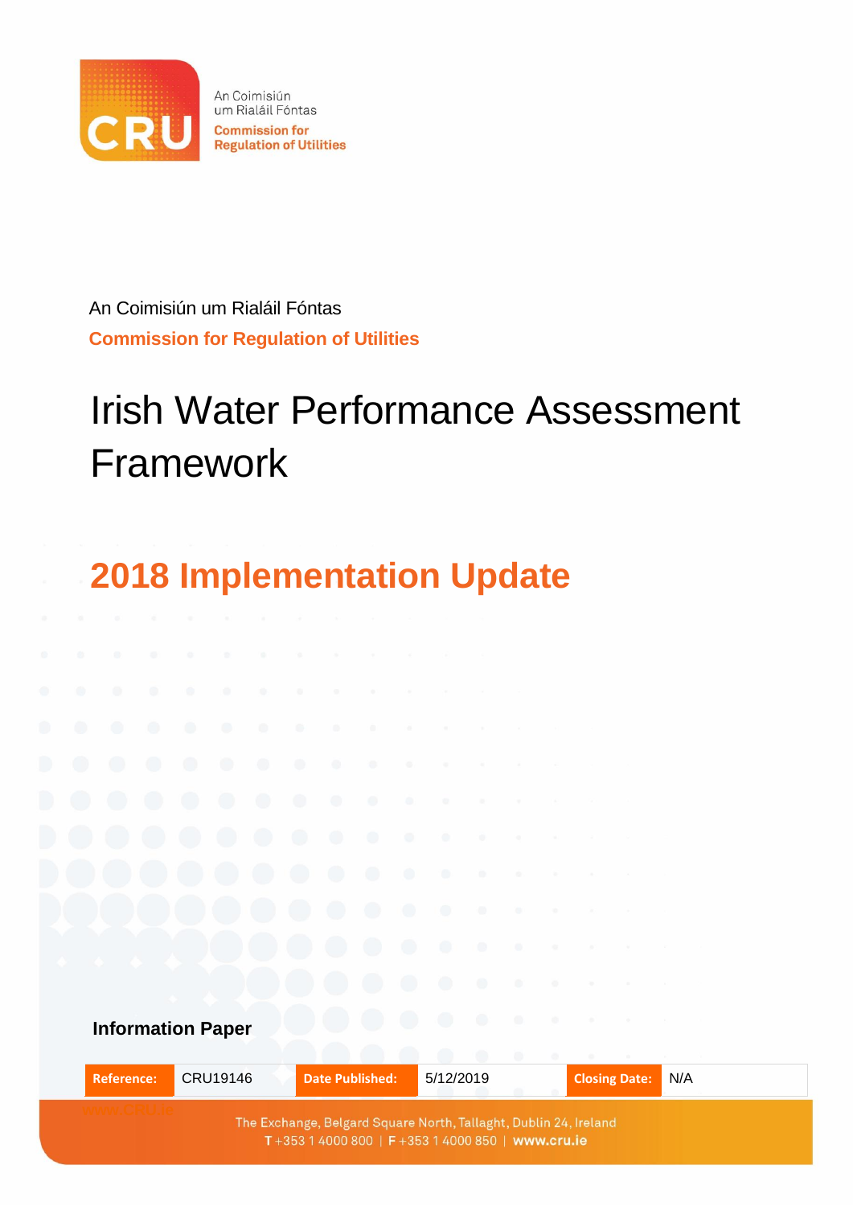An Coimisiún um Rialáil Fóntas

**Commission for Regulation of Utilities**

# Irish Water Performance Assessment Framework

## 2018 Implementation Update

**Information Paper**

| Reference: | CRU19146 | Date Published: | 5/12/2019 | Closing Date: | N/A |
|---|---|---|---|---|---|

The Exchange, Belgard Square North, Tallaght, Dublin 24, Ireland

T +353 1 4000 800 | F +353 1 4000 850 | www.cru.ie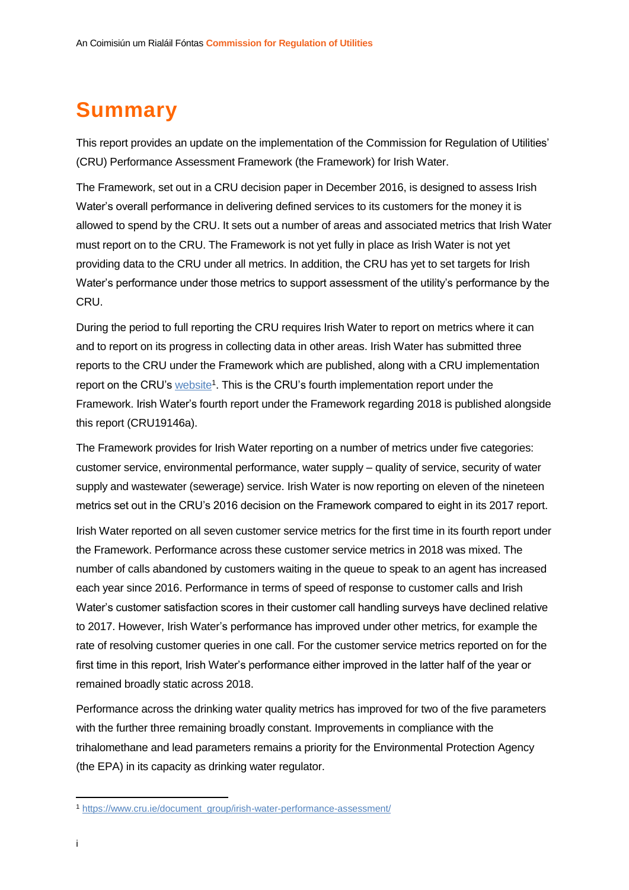# Summary

This report provides an update on the implementation of the Commission for Regulation of Utilities' (CRU) Performance Assessment Framework (the Framework) for Irish Water.

The Framework, set out in a CRU decision paper in December 2016, is designed to assess Irish Water's overall performance in delivering defined services to its customers for the money it is allowed to spend by the CRU. It sets out a number of areas and associated metrics that Irish Water must report on to the CRU. The Framework is not yet fully in place as Irish Water is not yet providing data to the CRU under all metrics. In addition, the CRU has yet to set targets for Irish Water's performance under those metrics to support assessment of the utility's performance by the CRU.

During the period to full reporting the CRU requires Irish Water to report on metrics where it can and to report on its progress in collecting data in other areas. Irish Water has submitted three reports to the CRU under the Framework which are published, along with a CRU implementation report on the CRU's website[1]. This is the CRU's fourth implementation report under the Framework. Irish Water's fourth report under the Framework regarding 2018 is published alongside this report (CRU19146a).

The Framework provides for Irish Water reporting on a number of metrics under five categories: customer service, environmental performance, water supply – quality of service, security of water supply and wastewater (sewerage) service. Irish Water is now reporting on eleven of the nineteen metrics set out in the CRU's 2016 decision on the Framework compared to eight in its 2017 report.

Irish Water reported on all seven customer service metrics for the first time in its fourth report under the Framework. Performance across these customer service metrics in 2018 was mixed. The number of calls abandoned by customers waiting in the queue to speak to an agent has increased each year since 2016. Performance in terms of speed of response to customer calls and Irish Water's customer satisfaction scores in their customer call handling surveys have declined relative to 2017. However, Irish Water's performance has improved under other metrics, for example the rate of resolving customer queries in one call. For the customer service metrics reported on for the first time in this report, Irish Water's performance either improved in the latter half of the year or remained broadly static across 2018.

Performance across the drinking water quality metrics has improved for two of the five parameters with the further three remaining broadly constant. Improvements in compliance with the trihalomethane and lead parameters remains a priority for the Environmental Protection Agency (the EPA) in its capacity as drinking water regulator.

[1] https://www.cru.ie/document_group/irish-water-performance-assessment/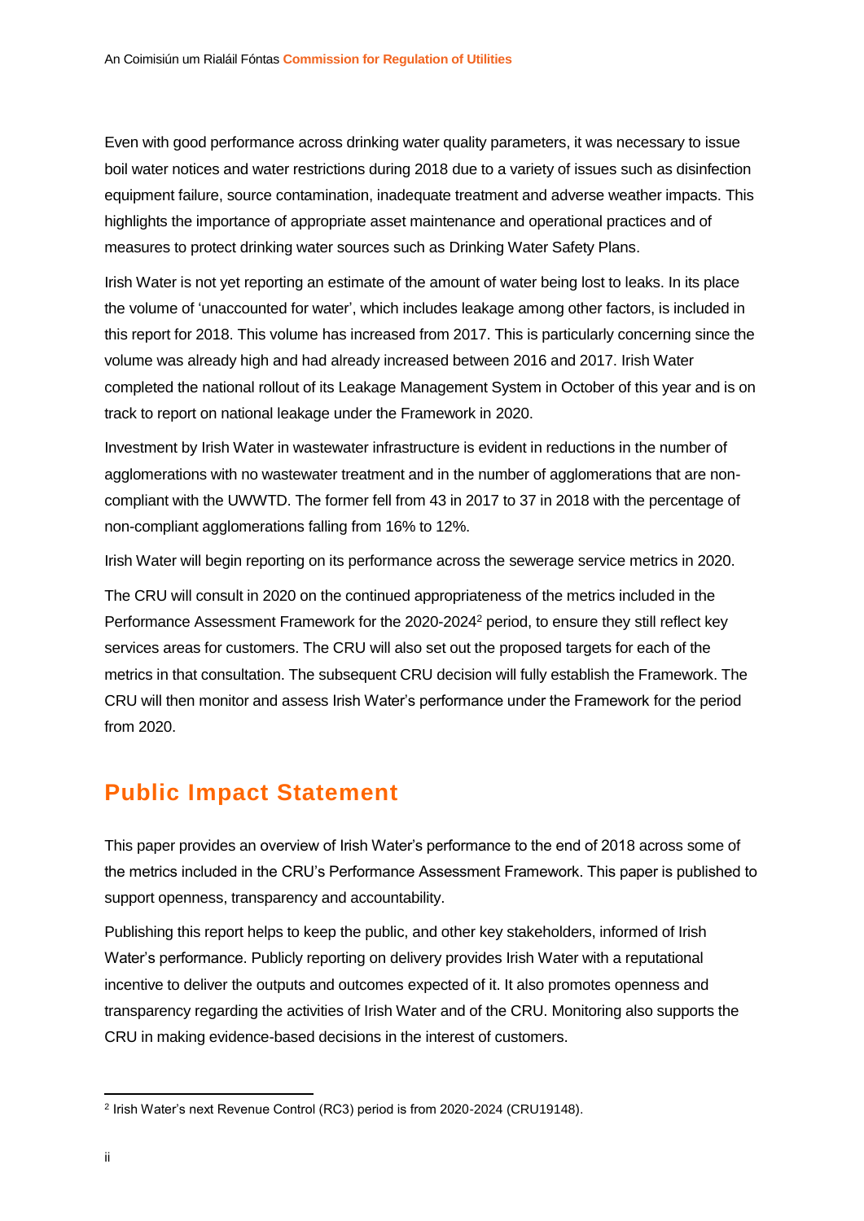Even with good performance across drinking water quality parameters, it was necessary to issue boil water notices and water restrictions during 2018 due to a variety of issues such as disinfection equipment failure, source contamination, inadequate treatment and adverse weather impacts. This highlights the importance of appropriate asset maintenance and operational practices and of measures to protect drinking water sources such as Drinking Water Safety Plans.

Irish Water is not yet reporting an estimate of the amount of water being lost to leaks. In its place the volume of 'unaccounted for water', which includes leakage among other factors, is included in this report for 2018. This volume has increased from 2017. This is particularly concerning since the volume was already high and had already increased between 2016 and 2017. Irish Water completed the national rollout of its Leakage Management System in October of this year and is on track to report on national leakage under the Framework in 2020.

Investment by Irish Water in wastewater infrastructure is evident in reductions in the number of agglomerations with no wastewater treatment and in the number of agglomerations that are non-compliant with the UWWTD. The former fell from 43 in 2017 to 37 in 2018 with the percentage of non-compliant agglomerations falling from 16% to 12%.

Irish Water will begin reporting on its performance across the sewerage service metrics in 2020.

The CRU will consult in 2020 on the continued appropriateness of the metrics included in the Performance Assessment Framework for the 2020-2024[2] period, to ensure they still reflect key services areas for customers. The CRU will also set out the proposed targets for each of the metrics in that consultation. The subsequent CRU decision will fully establish the Framework. The CRU will then monitor and assess Irish Water's performance under the Framework for the period from 2020.

## Public Impact Statement

This paper provides an overview of Irish Water's performance to the end of 2018 across some of the metrics included in the CRU's Performance Assessment Framework. This paper is published to support openness, transparency and accountability.

Publishing this report helps to keep the public, and other key stakeholders, informed of Irish Water's performance. Publicly reporting on delivery provides Irish Water with a reputational incentive to deliver the outputs and outcomes expected of it. It also promotes openness and transparency regarding the activities of Irish Water and of the CRU. Monitoring also supports the CRU in making evidence-based decisions in the interest of customers.

---

[2] Irish Water's next Revenue Control (RC3) period is from 2020-2024 (CRU19148).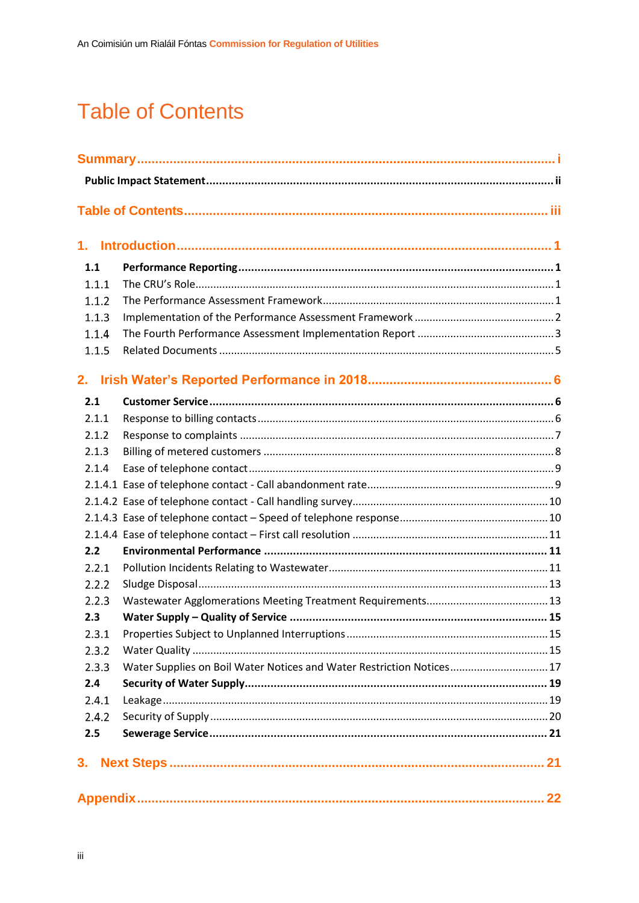# Table of Contents

**Summary** ..... i

**Public Impact Statement** ..... ii

**Table of Contents** ..... iii

**1. Introduction** ..... 1

**1.1 Performance Reporting** ..... 1

1.1.1 The CRU's Role ..... 1

1.1.2 The Performance Assessment Framework ..... 1

1.1.3 Implementation of the Performance Assessment Framework ..... 2

1.1.4 The Fourth Performance Assessment Implementation Report ..... 3

1.1.5 Related Documents ..... 5

**2. Irish Water's Reported Performance in 2018** ..... 6

**2.1 Customer Service** ..... 6

2.1.1 Response to billing contacts ..... 6

2.1.2 Response to complaints ..... 7

2.1.3 Billing of metered customers ..... 8

2.1.4 Ease of telephone contact ..... 9

2.1.4.1 Ease of telephone contact - Call abandonment rate ..... 9

2.1.4.2 Ease of telephone contact - Call handling survey ..... 10

2.1.4.3 Ease of telephone contact – Speed of telephone response ..... 10

2.1.4.4 Ease of telephone contact – First call resolution ..... 11

**2.2 Environmental Performance** ..... 11

2.2.1 Pollution Incidents Relating to Wastewater ..... 11

2.2.2 Sludge Disposal ..... 13

2.2.3 Wastewater Agglomerations Meeting Treatment Requirements ..... 13

**2.3 Water Supply – Quality of Service** ..... 15

2.3.1 Properties Subject to Unplanned Interruptions ..... 15

2.3.2 Water Quality ..... 15

2.3.3 Water Supplies on Boil Water Notices and Water Restriction Notices ..... 17

**2.4 Security of Water Supply** ..... 19

2.4.1 Leakage ..... 19

2.4.2 Security of Supply ..... 20

**2.5 Sewerage Service** ..... 21

**3. Next Steps** ..... 21

**Appendix** ..... 22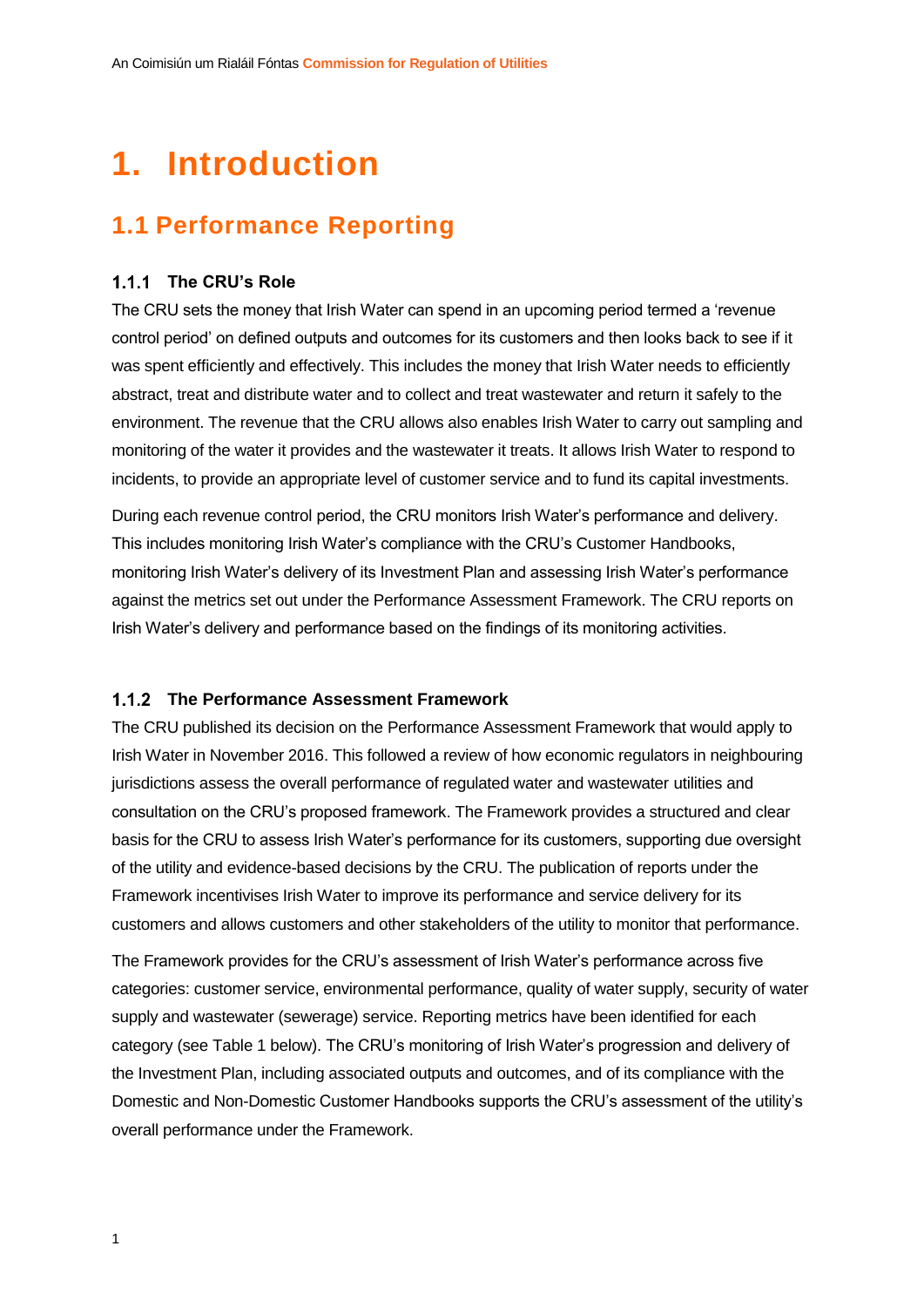# 1. Introduction

## 1.1 Performance Reporting

### 1.1.1 The CRU's Role

The CRU sets the money that Irish Water can spend in an upcoming period termed a 'revenue control period' on defined outputs and outcomes for its customers and then looks back to see if it was spent efficiently and effectively. This includes the money that Irish Water needs to efficiently abstract, treat and distribute water and to collect and treat wastewater and return it safely to the environment. The revenue that the CRU allows also enables Irish Water to carry out sampling and monitoring of the water it provides and the wastewater it treats. It allows Irish Water to respond to incidents, to provide an appropriate level of customer service and to fund its capital investments.

During each revenue control period, the CRU monitors Irish Water's performance and delivery. This includes monitoring Irish Water's compliance with the CRU's Customer Handbooks, monitoring Irish Water's delivery of its Investment Plan and assessing Irish Water's performance against the metrics set out under the Performance Assessment Framework. The CRU reports on Irish Water's delivery and performance based on the findings of its monitoring activities.

### 1.1.2 The Performance Assessment Framework

The CRU published its decision on the Performance Assessment Framework that would apply to Irish Water in November 2016. This followed a review of how economic regulators in neighbouring jurisdictions assess the overall performance of regulated water and wastewater utilities and consultation on the CRU's proposed framework. The Framework provides a structured and clear basis for the CRU to assess Irish Water's performance for its customers, supporting due oversight of the utility and evidence-based decisions by the CRU. The publication of reports under the Framework incentivises Irish Water to improve its performance and service delivery for its customers and allows customers and other stakeholders of the utility to monitor that performance.

The Framework provides for the CRU's assessment of Irish Water's performance across five categories: customer service, environmental performance, quality of water supply, security of water supply and wastewater (sewerage) service. Reporting metrics have been identified for each category (see Table 1 below). The CRU's monitoring of Irish Water's progression and delivery of the Investment Plan, including associated outputs and outcomes, and of its compliance with the Domestic and Non-Domestic Customer Handbooks supports the CRU's assessment of the utility's overall performance under the Framework.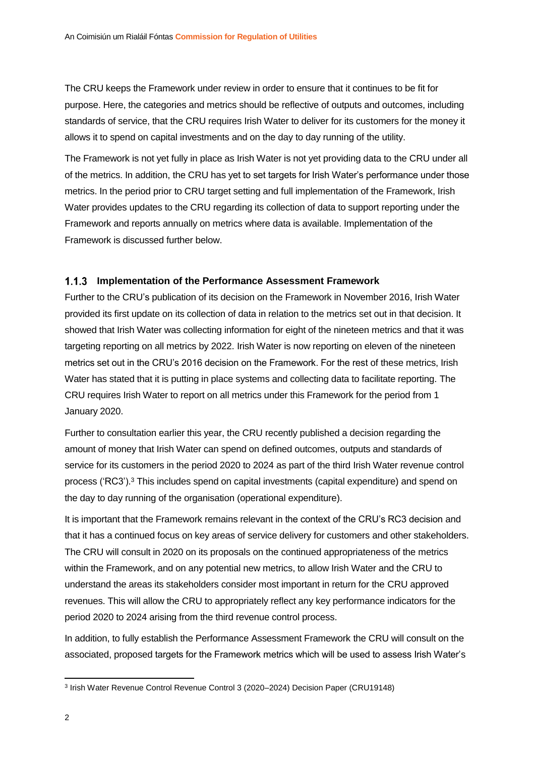The CRU keeps the Framework under review in order to ensure that it continues to be fit for purpose. Here, the categories and metrics should be reflective of outputs and outcomes, including standards of service, that the CRU requires Irish Water to deliver for its customers for the money it allows it to spend on capital investments and on the day to day running of the utility.

The Framework is not yet fully in place as Irish Water is not yet providing data to the CRU under all of the metrics. In addition, the CRU has yet to set targets for Irish Water's performance under those metrics. In the period prior to CRU target setting and full implementation of the Framework, Irish Water provides updates to the CRU regarding its collection of data to support reporting under the Framework and reports annually on metrics where data is available. Implementation of the Framework is discussed further below.

### 1.1.3 Implementation of the Performance Assessment Framework

Further to the CRU's publication of its decision on the Framework in November 2016, Irish Water provided its first update on its collection of data in relation to the metrics set out in that decision. It showed that Irish Water was collecting information for eight of the nineteen metrics and that it was targeting reporting on all metrics by 2022. Irish Water is now reporting on eleven of the nineteen metrics set out in the CRU's 2016 decision on the Framework. For the rest of these metrics, Irish Water has stated that it is putting in place systems and collecting data to facilitate reporting. The CRU requires Irish Water to report on all metrics under this Framework for the period from 1 January 2020.

Further to consultation earlier this year, the CRU recently published a decision regarding the amount of money that Irish Water can spend on defined outcomes, outputs and standards of service for its customers in the period 2020 to 2024 as part of the third Irish Water revenue control process ('RC3').[3] This includes spend on capital investments (capital expenditure) and spend on the day to day running of the organisation (operational expenditure).

It is important that the Framework remains relevant in the context of the CRU's RC3 decision and that it has a continued focus on key areas of service delivery for customers and other stakeholders. The CRU will consult in 2020 on its proposals on the continued appropriateness of the metrics within the Framework, and on any potential new metrics, to allow Irish Water and the CRU to understand the areas its stakeholders consider most important in return for the CRU approved revenues. This will allow the CRU to appropriately reflect any key performance indicators for the period 2020 to 2024 arising from the third revenue control process.

In addition, to fully establish the Performance Assessment Framework the CRU will consult on the associated, proposed targets for the Framework metrics which will be used to assess Irish Water's

[3] Irish Water Revenue Control Revenue Control 3 (2020–2024) Decision Paper (CRU19148)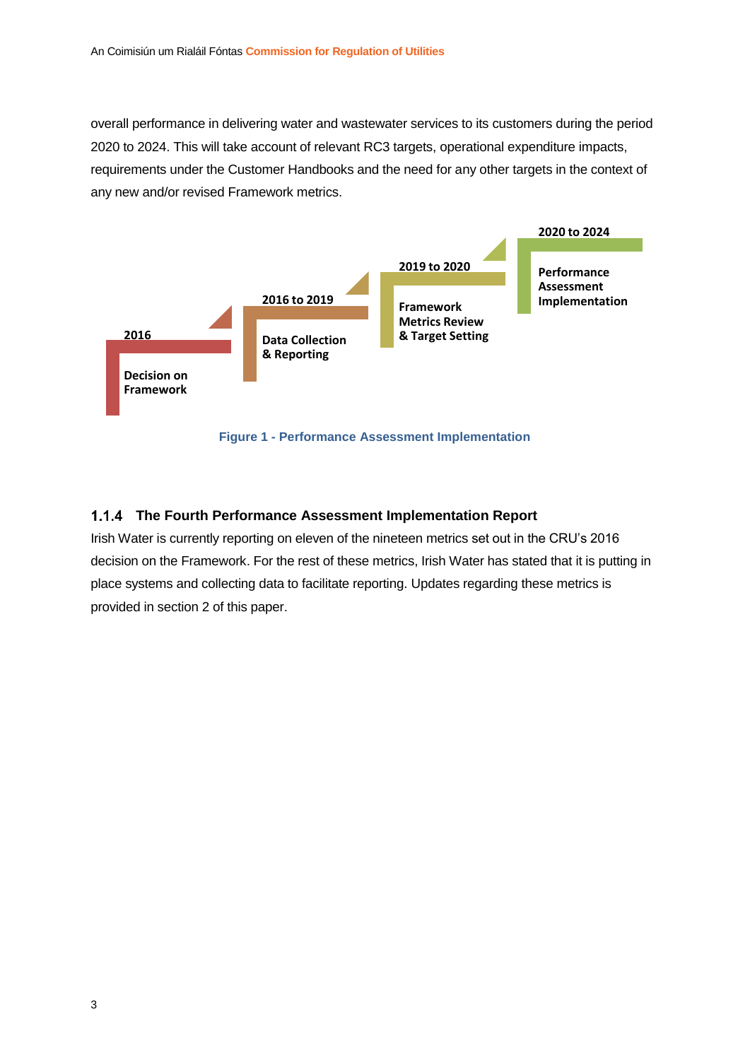overall performance in delivering water and wastewater services to its customers during the period 2020 to 2024. This will take account of relevant RC3 targets, operational expenditure impacts, requirements under the Customer Handbooks and the need for any other targets in the context of any new and/or revised Framework metrics.

2016 — Decision on Framework

2016 to 2019 — Data Collection & Reporting

2019 to 2020 — Framework Metrics Review & Target Setting

2020 to 2024 — Performance Assessment Implementation

**Figure 1 - Performance Assessment Implementation**

### 1.1.4 The Fourth Performance Assessment Implementation Report

Irish Water is currently reporting on eleven of the nineteen metrics set out in the CRU's 2016 decision on the Framework. For the rest of these metrics, Irish Water has stated that it is putting in place systems and collecting data to facilitate reporting. Updates regarding these metrics is provided in section 2 of this paper.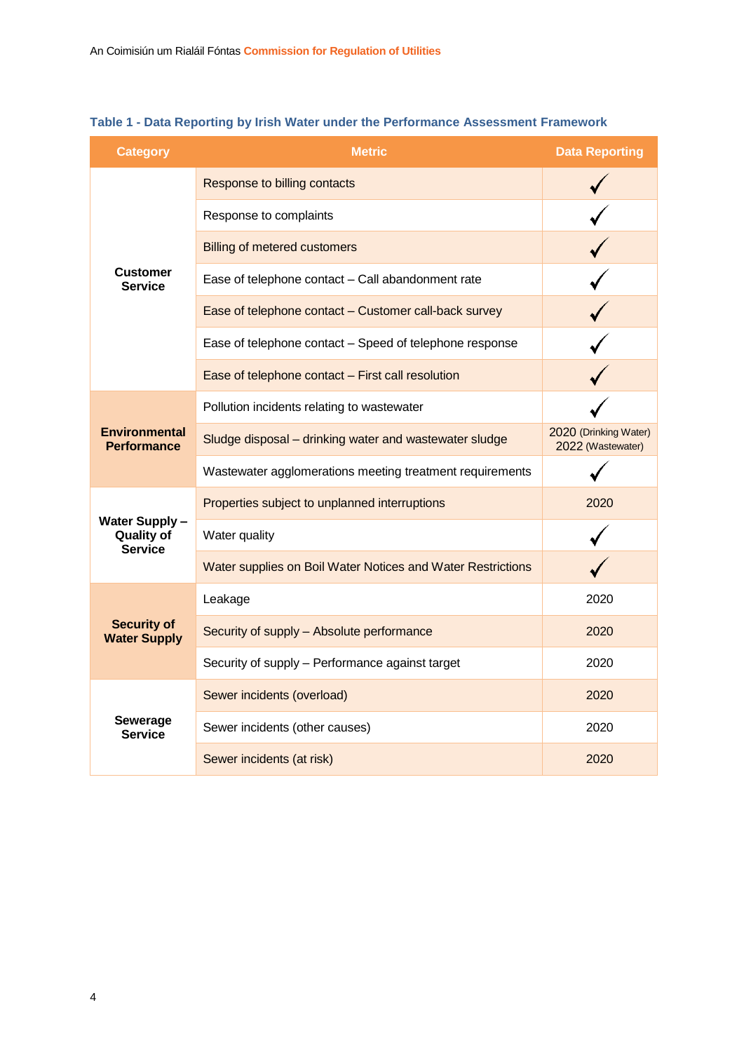**Table 1 - Data Reporting by Irish Water under the Performance Assessment Framework**

| Category | Metric | Data Reporting |
|---|---|---|
| Customer Service | Response to billing contacts | ✓ |
| | Response to complaints | ✓ |
| | Billing of metered customers | ✓ |
| | Ease of telephone contact – Call abandonment rate | ✓ |
| | Ease of telephone contact – Customer call-back survey | ✓ |
| | Ease of telephone contact – Speed of telephone response | ✓ |
| | Ease of telephone contact – First call resolution | ✓ |
| Environmental Performance | Pollution incidents relating to wastewater | ✓ |
| | Sludge disposal – drinking water and wastewater sludge | 2020 (Drinking Water) 2022 (Wastewater) |
| | Wastewater agglomerations meeting treatment requirements | ✓ |
| Water Supply – Quality of Service | Properties subject to unplanned interruptions | 2020 |
| | Water quality | ✓ |
| | Water supplies on Boil Water Notices and Water Restrictions | ✓ |
| Security of Water Supply | Leakage | 2020 |
| | Security of supply – Absolute performance | 2020 |
| | Security of supply – Performance against target | 2020 |
| Sewerage Service | Sewer incidents (overload) | 2020 |
| | Sewer incidents (other causes) | 2020 |
| | Sewer incidents (at risk) | 2020 |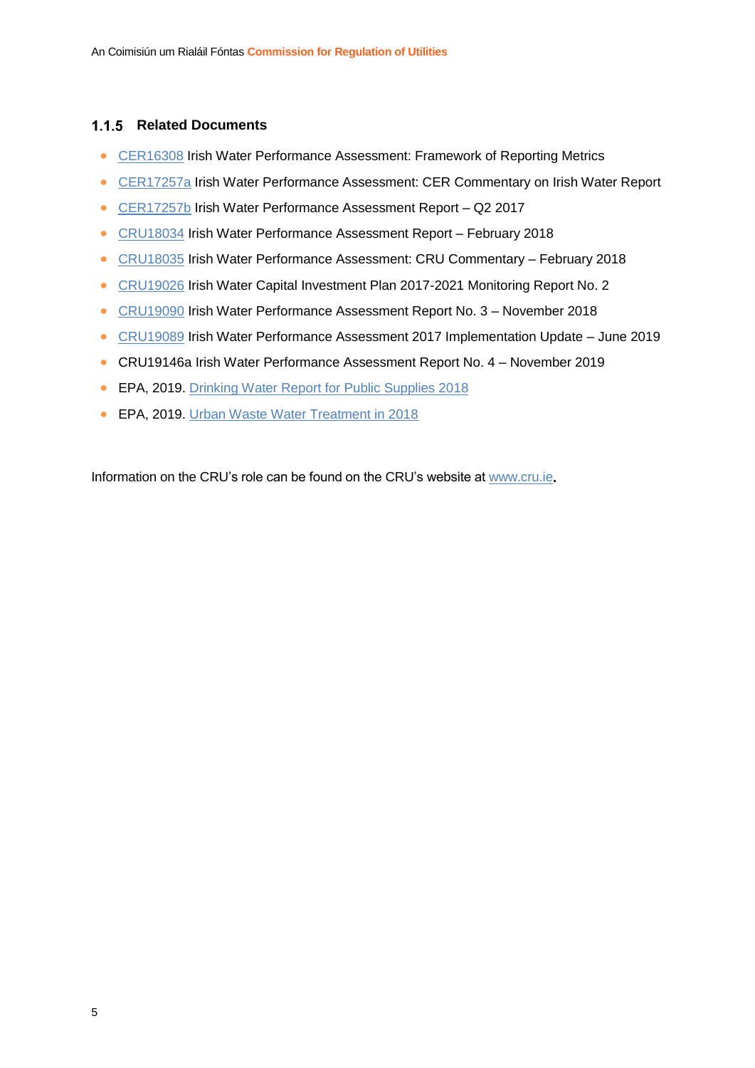### 1.1.5 Related Documents

- CER16308 Irish Water Performance Assessment: Framework of Reporting Metrics
- CER17257a Irish Water Performance Assessment: CER Commentary on Irish Water Report
- CER17257b Irish Water Performance Assessment Report – Q2 2017
- CRU18034 Irish Water Performance Assessment Report – February 2018
- CRU18035 Irish Water Performance Assessment: CRU Commentary – February 2018
- CRU19026 Irish Water Capital Investment Plan 2017-2021 Monitoring Report No. 2
- CRU19090 Irish Water Performance Assessment Report No. 3 – November 2018
- CRU19089 Irish Water Performance Assessment 2017 Implementation Update – June 2019
- CRU19146a Irish Water Performance Assessment Report No. 4 – November 2019
- EPA, 2019. Drinking Water Report for Public Supplies 2018
- EPA, 2019. Urban Waste Water Treatment in 2018

Information on the CRU's role can be found on the CRU's website at www.cru.ie.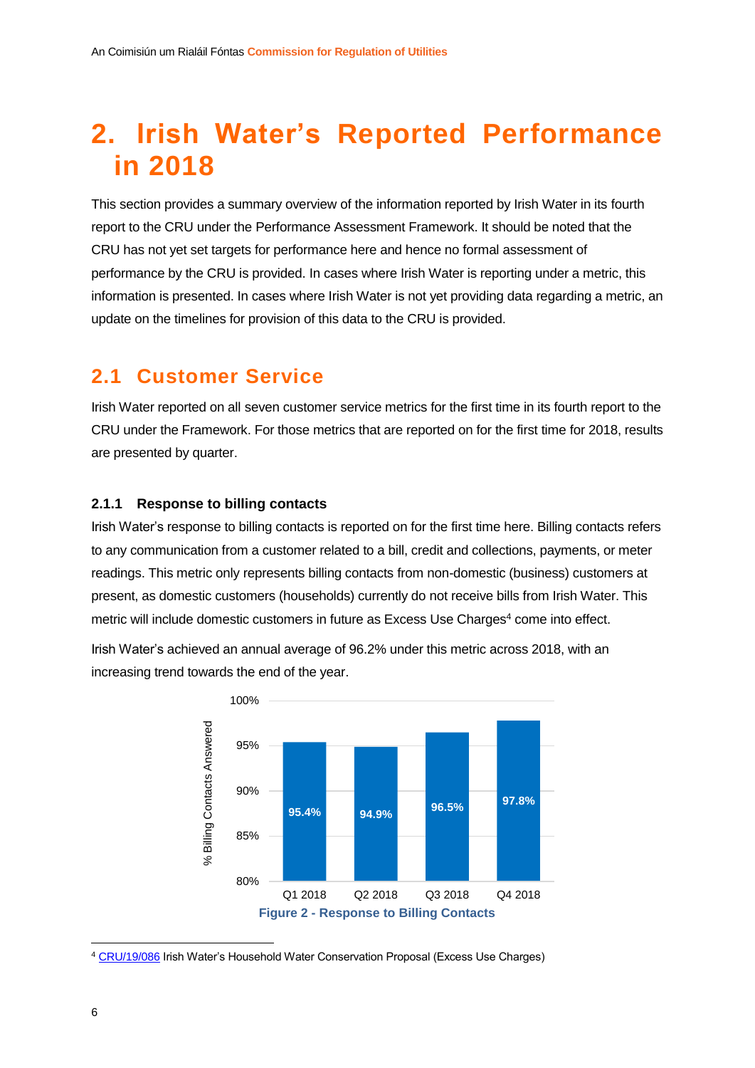# 2. Irish Water's Reported Performance in 2018

This section provides a summary overview of the information reported by Irish Water in its fourth report to the CRU under the Performance Assessment Framework. It should be noted that the CRU has not yet set targets for performance here and hence no formal assessment of performance by the CRU is provided. In cases where Irish Water is reporting under a metric, this information is presented. In cases where Irish Water is not yet providing data regarding a metric, an update on the timelines for provision of this data to the CRU is provided.

## 2.1 Customer Service

Irish Water reported on all seven customer service metrics for the first time in its fourth report to the CRU under the Framework. For those metrics that are reported on for the first time for 2018, results are presented by quarter.

### 2.1.1 Response to billing contacts

Irish Water's response to billing contacts is reported on for the first time here. Billing contacts refers to any communication from a customer related to a bill, credit and collections, payments, or meter readings. This metric only represents billing contacts from non-domestic (business) customers at present, as domestic customers (households) currently do not receive bills from Irish Water. This metric will include domestic customers in future as Excess Use Charges[4] come into effect.

Irish Water's achieved an annual average of 96.2% under this metric across 2018, with an increasing trend towards the end of the year.

| Quarter | % Billing Contacts Answered |
|---|---|
| Q1 2018 | 95.4% |
| Q2 2018 | 94.9% |
| Q3 2018 | 96.5% |
| Q4 2018 | 97.8% |

Figure 2 - Response to Billing Contacts

[4] CRU/19/086 Irish Water's Household Water Conservation Proposal (Excess Use Charges)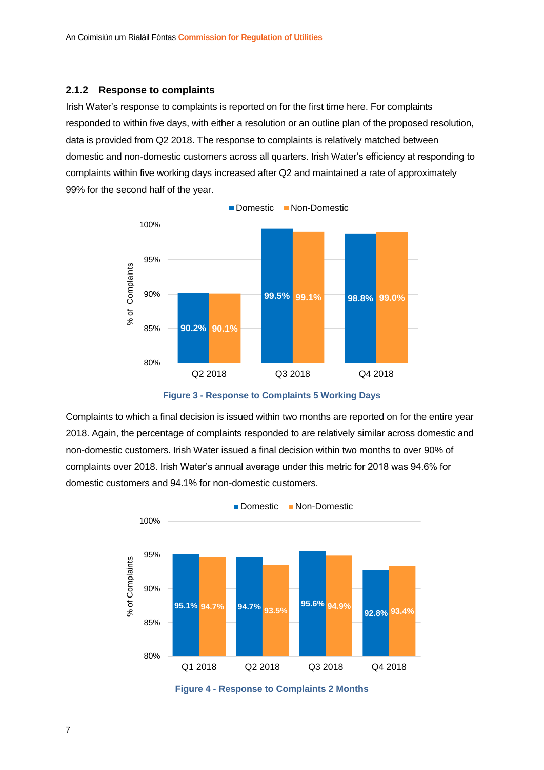### 2.1.2 Response to complaints

Irish Water's response to complaints is reported on for the first time here. For complaints responded to within five days, with either a resolution or an outline plan of the proposed resolution, data is provided from Q2 2018. The response to complaints is relatively matched between domestic and non-domestic customers across all quarters. Irish Water's efficiency at responding to complaints within five working days increased after Q2 and maintained a rate of approximately 99% for the second half of the year.

| | Domestic | Non-Domestic |
|---|---|---|
| Q2 2018 | 90.2% | 90.1% |
| Q3 2018 | 99.5% | 99.1% |
| Q4 2018 | 98.8% | 99.0% |

Figure 3 - Response to Complaints 5 Working Days

Complaints to which a final decision is issued within two months are reported on for the entire year 2018. Again, the percentage of complaints responded to are relatively similar across domestic and non-domestic customers. Irish Water issued a final decision within two months to over 90% of complaints over 2018. Irish Water's annual average under this metric for 2018 was 94.6% for domestic customers and 94.1% for non-domestic customers.

| | Domestic | Non-Domestic |
|---|---|---|
| Q1 2018 | 95.1% | 94.7% |
| Q2 2018 | 94.7% | 93.5% |
| Q3 2018 | 95.6% | 94.9% |
| Q4 2018 | 92.8% | 93.4% |

Figure 4 - Response to Complaints 2 Months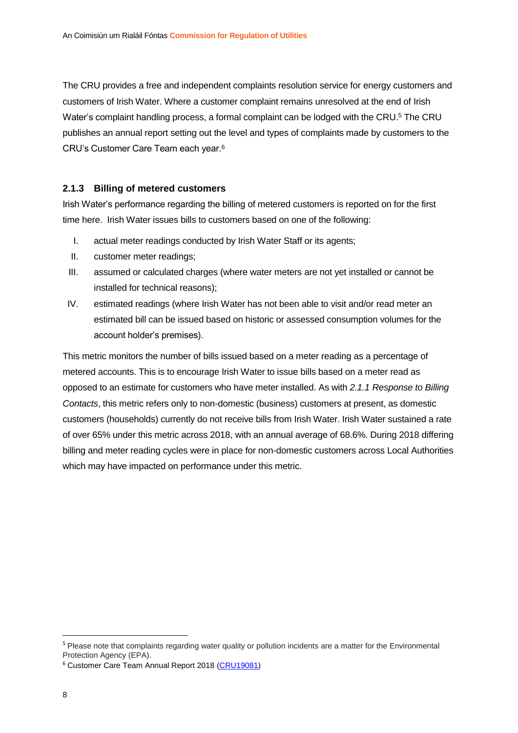The CRU provides a free and independent complaints resolution service for energy customers and customers of Irish Water. Where a customer complaint remains unresolved at the end of Irish Water's complaint handling process, a formal complaint can be lodged with the CRU.[5] The CRU publishes an annual report setting out the level and types of complaints made by customers to the CRU's Customer Care Team each year.[6]

### 2.1.3 Billing of metered customers

Irish Water's performance regarding the billing of metered customers is reported on for the first time here. Irish Water issues bills to customers based on one of the following:

I. actual meter readings conducted by Irish Water Staff or its agents;
II. customer meter readings;
III. assumed or calculated charges (where water meters are not yet installed or cannot be installed for technical reasons);
IV. estimated readings (where Irish Water has not been able to visit and/or read meter an estimated bill can be issued based on historic or assessed consumption volumes for the account holder's premises).

This metric monitors the number of bills issued based on a meter reading as a percentage of metered accounts. This is to encourage Irish Water to issue bills based on a meter read as opposed to an estimate for customers who have meter installed. As with *2.1.1 Response to Billing Contacts*, this metric refers only to non-domestic (business) customers at present, as domestic customers (households) currently do not receive bills from Irish Water. Irish Water sustained a rate of over 65% under this metric across 2018, with an annual average of 68.6%. During 2018 differing billing and meter reading cycles were in place for non-domestic customers across Local Authorities which may have impacted on performance under this metric.

[5] Please note that complaints regarding water quality or pollution incidents are a matter for the Environmental Protection Agency (EPA).

[6] Customer Care Team Annual Report 2018 (CRU19081)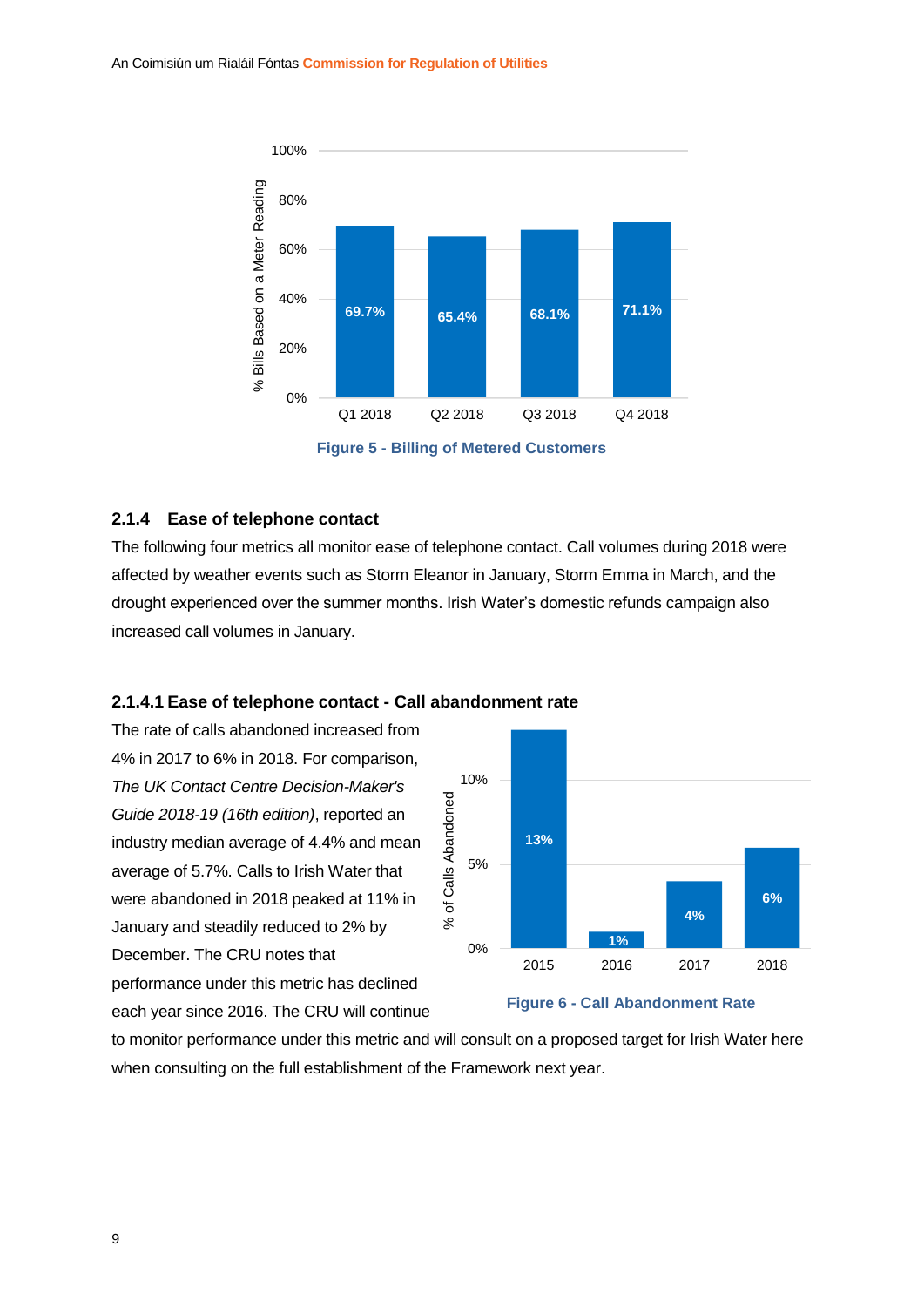Figure 5 - Billing of Metered Customers

### 2.1.4 Ease of telephone contact

The following four metrics all monitor ease of telephone contact. Call volumes during 2018 were affected by weather events such as Storm Eleanor in January, Storm Emma in March, and the drought experienced over the summer months. Irish Water's domestic refunds campaign also increased call volumes in January.

#### 2.1.4.1 Ease of telephone contact - Call abandonment rate

The rate of calls abandoned increased from 4% in 2017 to 6% in 2018. For comparison, *The UK Contact Centre Decision-Maker's Guide 2018-19 (16th edition)*, reported an industry median average of 4.4% and mean average of 5.7%. Calls to Irish Water that were abandoned in 2018 peaked at 11% in January and steadily reduced to 2% by December. The CRU notes that performance under this metric has declined each year since 2016. The CRU will continue to monitor performance under this metric and will consult on a proposed target for Irish Water here when consulting on the full establishment of the Framework next year.

Figure 6 - Call Abandonment Rate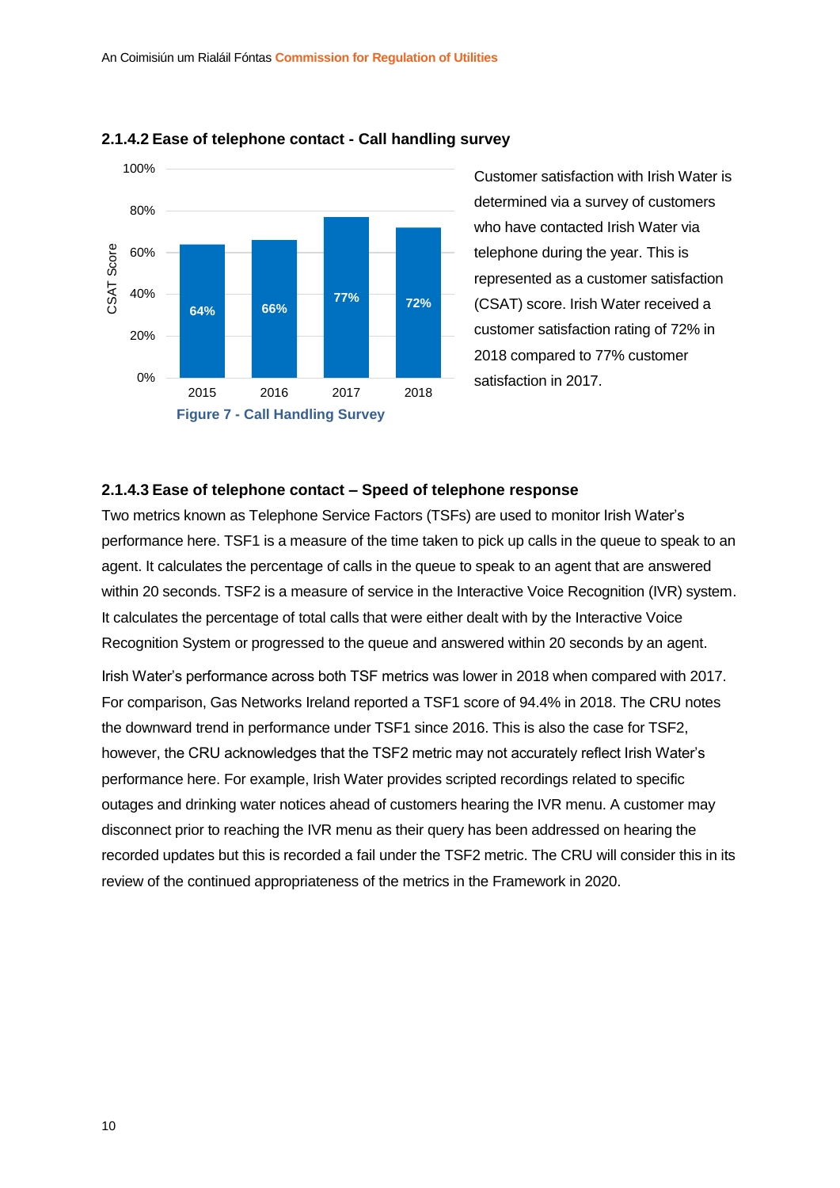### 2.1.4.2 Ease of telephone contact - Call handling survey

| Year | CSAT Score |
| --- | --- |
| 2015 | 64% |
| 2016 | 66% |
| 2017 | 77% |
| 2018 | 72% |

**Figure 7 - Call Handling Survey**

Customer satisfaction with Irish Water is determined via a survey of customers who have contacted Irish Water via telephone during the year. This is represented as a customer satisfaction (CSAT) score. Irish Water received a customer satisfaction rating of 72% in 2018 compared to 77% customer satisfaction in 2017.

### 2.1.4.3 Ease of telephone contact – Speed of telephone response

Two metrics known as Telephone Service Factors (TSFs) are used to monitor Irish Water's performance here. TSF1 is a measure of the time taken to pick up calls in the queue to speak to an agent. It calculates the percentage of calls in the queue to speak to an agent that are answered within 20 seconds. TSF2 is a measure of service in the Interactive Voice Recognition (IVR) system. It calculates the percentage of total calls that were either dealt with by the Interactive Voice Recognition System or progressed to the queue and answered within 20 seconds by an agent.

Irish Water's performance across both TSF metrics was lower in 2018 when compared with 2017. For comparison, Gas Networks Ireland reported a TSF1 score of 94.4% in 2018. The CRU notes the downward trend in performance under TSF1 since 2016. This is also the case for TSF2, however, the CRU acknowledges that the TSF2 metric may not accurately reflect Irish Water's performance here. For example, Irish Water provides scripted recordings related to specific outages and drinking water notices ahead of customers hearing the IVR menu. A customer may disconnect prior to reaching the IVR menu as their query has been addressed on hearing the recorded updates but this is recorded a fail under the TSF2 metric. The CRU will consider this in its review of the continued appropriateness of the metrics in the Framework in 2020.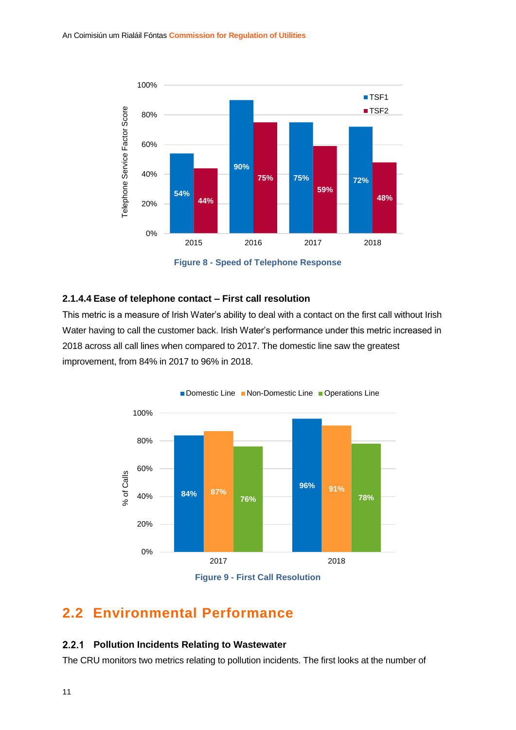Figure 8 - Speed of Telephone Response

#### 2.1.4.4 Ease of telephone contact – First call resolution

This metric is a measure of Irish Water's ability to deal with a contact on the first call without Irish Water having to call the customer back. Irish Water's performance under this metric increased in 2018 across all call lines when compared to 2017. The domestic line saw the greatest improvement, from 84% in 2017 to 96% in 2018.

Figure 9 - First Call Resolution

## 2.2 Environmental Performance

### 2.2.1 Pollution Incidents Relating to Wastewater

The CRU monitors two metrics relating to pollution incidents. The first looks at the number of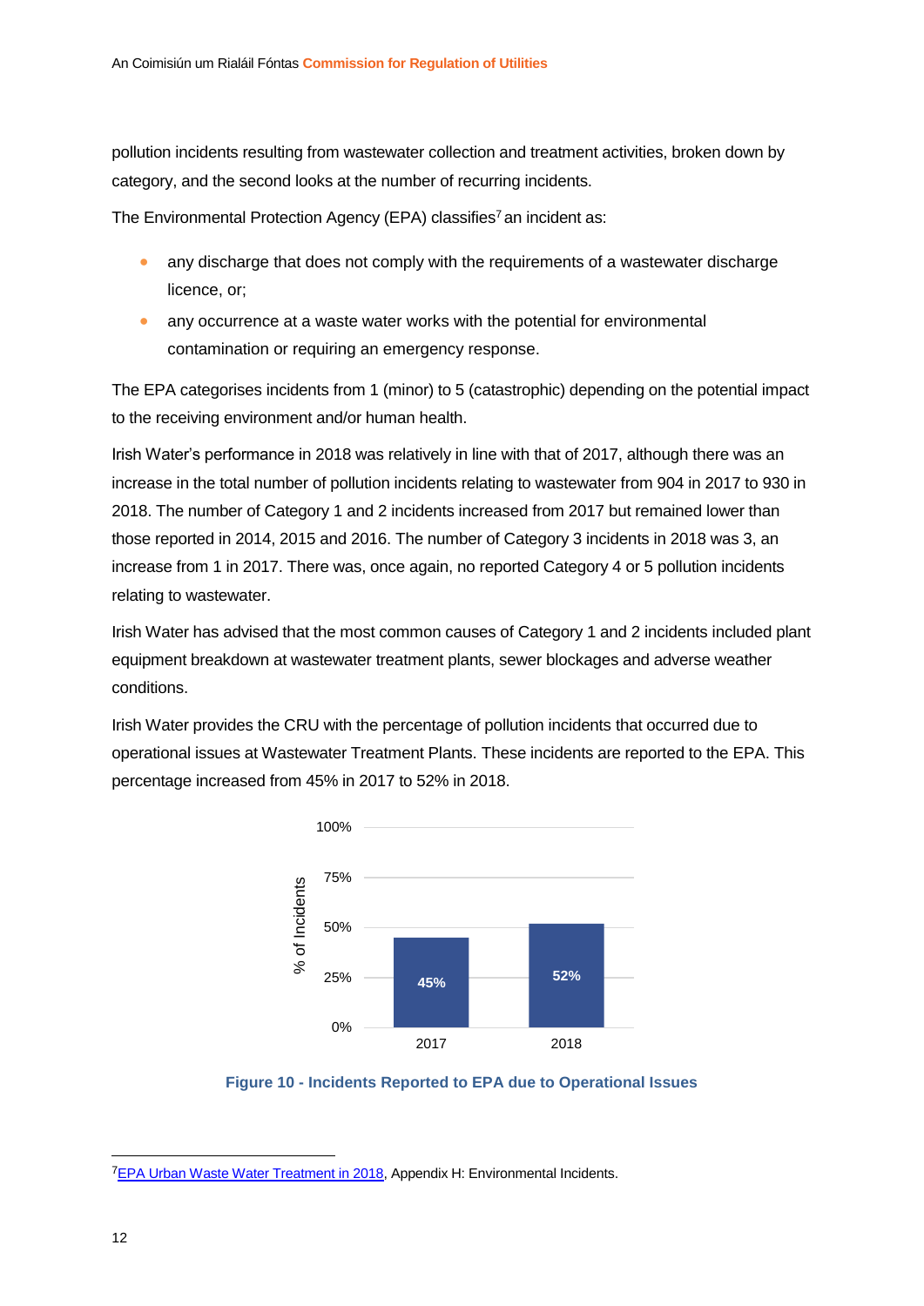pollution incidents resulting from wastewater collection and treatment activities, broken down by category, and the second looks at the number of recurring incidents.

The Environmental Protection Agency (EPA) classifies[7] an incident as:

- any discharge that does not comply with the requirements of a wastewater discharge licence, or;
- any occurrence at a waste water works with the potential for environmental contamination or requiring an emergency response.

The EPA categorises incidents from 1 (minor) to 5 (catastrophic) depending on the potential impact to the receiving environment and/or human health.

Irish Water's performance in 2018 was relatively in line with that of 2017, although there was an increase in the total number of pollution incidents relating to wastewater from 904 in 2017 to 930 in 2018. The number of Category 1 and 2 incidents increased from 2017 but remained lower than those reported in 2014, 2015 and 2016. The number of Category 3 incidents in 2018 was 3, an increase from 1 in 2017. There was, once again, no reported Category 4 or 5 pollution incidents relating to wastewater.

Irish Water has advised that the most common causes of Category 1 and 2 incidents included plant equipment breakdown at wastewater treatment plants, sewer blockages and adverse weather conditions.

Irish Water provides the CRU with the percentage of pollution incidents that occurred due to operational issues at Wastewater Treatment Plants. These incidents are reported to the EPA. This percentage increased from 45% in 2017 to 52% in 2018.

| Year | % of Incidents |
|---|---|
| 2017 | 45% |
| 2018 | 52% |

**Figure 10 - Incidents Reported to EPA due to Operational Issues**

[7] EPA Urban Waste Water Treatment in 2018, Appendix H: Environmental Incidents.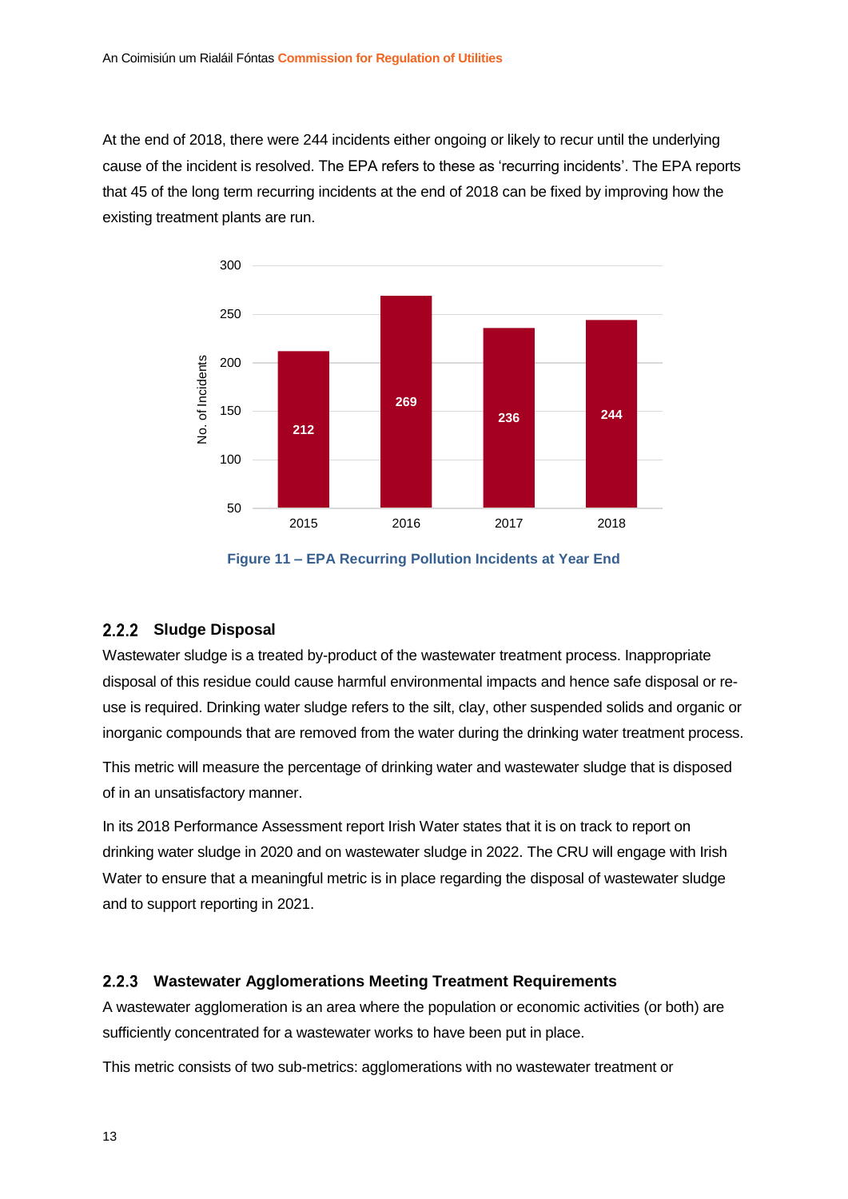At the end of 2018, there were 244 incidents either ongoing or likely to recur until the underlying cause of the incident is resolved. The EPA refers to these as 'recurring incidents'. The EPA reports that 45 of the long term recurring incidents at the end of 2018 can be fixed by improving how the existing treatment plants are run.

| Year | No. of Incidents |
|---|---|
| 2015 | 212 |
| 2016 | 269 |
| 2017 | 236 |
| 2018 | 244 |

**Figure 11 – EPA Recurring Pollution Incidents at Year End**

### 2.2.2 Sludge Disposal

Wastewater sludge is a treated by-product of the wastewater treatment process. Inappropriate disposal of this residue could cause harmful environmental impacts and hence safe disposal or re-use is required. Drinking water sludge refers to the silt, clay, other suspended solids and organic or inorganic compounds that are removed from the water during the drinking water treatment process.

This metric will measure the percentage of drinking water and wastewater sludge that is disposed of in an unsatisfactory manner.

In its 2018 Performance Assessment report Irish Water states that it is on track to report on drinking water sludge in 2020 and on wastewater sludge in 2022. The CRU will engage with Irish Water to ensure that a meaningful metric is in place regarding the disposal of wastewater sludge and to support reporting in 2021.

### 2.2.3 Wastewater Agglomerations Meeting Treatment Requirements

A wastewater agglomeration is an area where the population or economic activities (or both) are sufficiently concentrated for a wastewater works to have been put in place.

This metric consists of two sub-metrics: agglomerations with no wastewater treatment or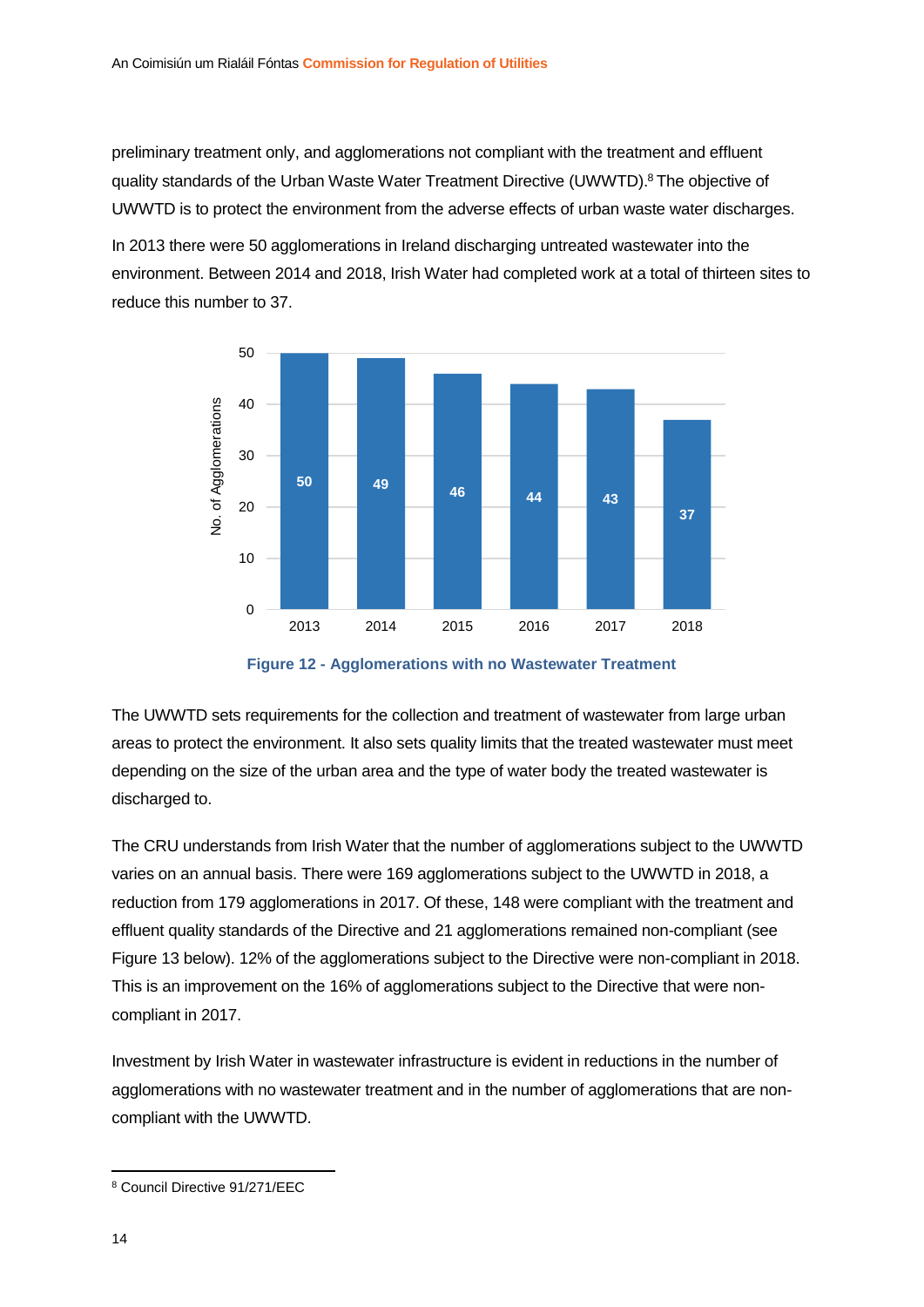preliminary treatment only, and agglomerations not compliant with the treatment and effluent quality standards of the Urban Waste Water Treatment Directive (UWWTD).[8] The objective of UWWTD is to protect the environment from the adverse effects of urban waste water discharges.

In 2013 there were 50 agglomerations in Ireland discharging untreated wastewater into the environment. Between 2014 and 2018, Irish Water had completed work at a total of thirteen sites to reduce this number to 37.

| Year | No. of Agglomerations |
|---|---|
| 2013 | 50 |
| 2014 | 49 |
| 2015 | 46 |
| 2016 | 44 |
| 2017 | 43 |
| 2018 | 37 |

**Figure 12 - Agglomerations with no Wastewater Treatment**

The UWWTD sets requirements for the collection and treatment of wastewater from large urban areas to protect the environment. It also sets quality limits that the treated wastewater must meet depending on the size of the urban area and the type of water body the treated wastewater is discharged to.

The CRU understands from Irish Water that the number of agglomerations subject to the UWWTD varies on an annual basis. There were 169 agglomerations subject to the UWWTD in 2018, a reduction from 179 agglomerations in 2017. Of these, 148 were compliant with the treatment and effluent quality standards of the Directive and 21 agglomerations remained non-compliant (see Figure 13 below). 12% of the agglomerations subject to the Directive were non-compliant in 2018. This is an improvement on the 16% of agglomerations subject to the Directive that were non-compliant in 2017.

Investment by Irish Water in wastewater infrastructure is evident in reductions in the number of agglomerations with no wastewater treatment and in the number of agglomerations that are non-compliant with the UWWTD.

---

[8] Council Directive 91/271/EEC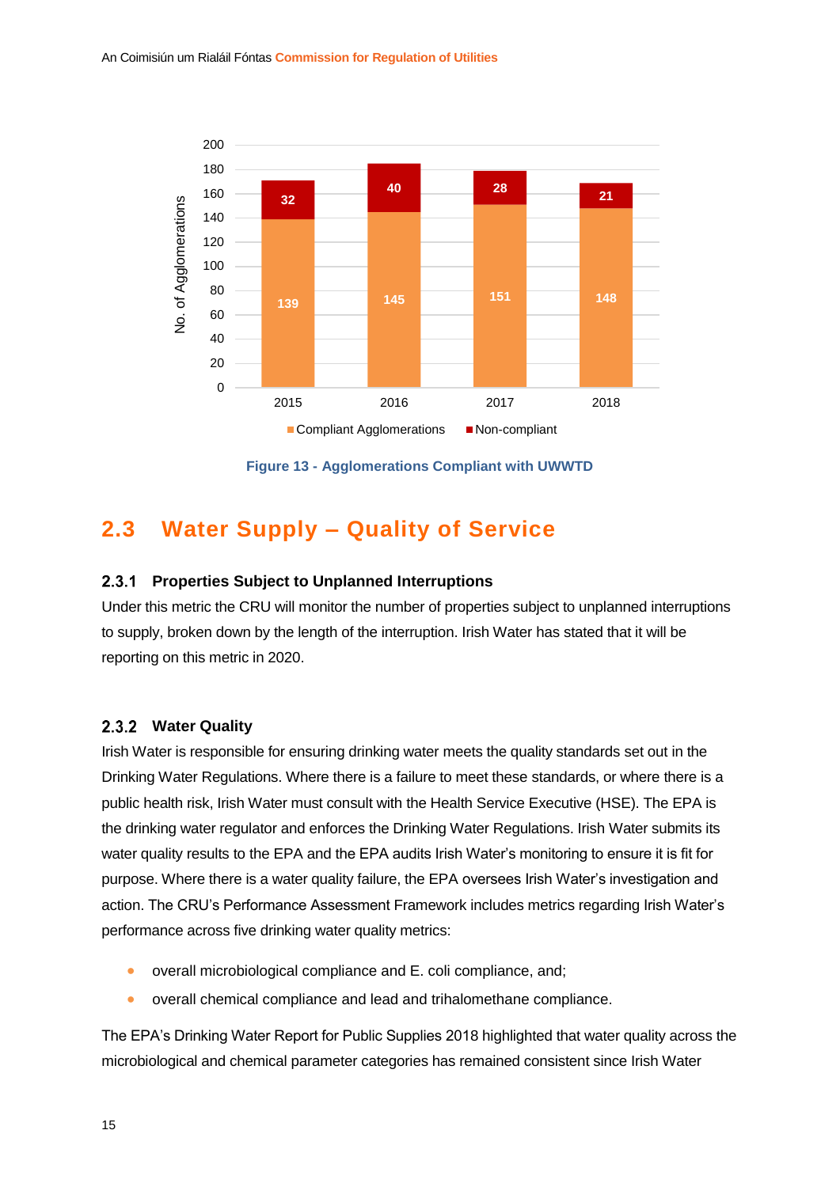| Year | Compliant Agglomerations | Non-compliant |
|---|---|---|
| 2015 | 139 | 32 |
| 2016 | 145 | 40 |
| 2017 | 151 | 28 |
| 2018 | 148 | 21 |

**Figure 13 - Agglomerations Compliant with UWWTD**

## 2.3 Water Supply – Quality of Service

### 2.3.1 Properties Subject to Unplanned Interruptions

Under this metric the CRU will monitor the number of properties subject to unplanned interruptions to supply, broken down by the length of the interruption. Irish Water has stated that it will be reporting on this metric in 2020.

### 2.3.2 Water Quality

Irish Water is responsible for ensuring drinking water meets the quality standards set out in the Drinking Water Regulations. Where there is a failure to meet these standards, or where there is a public health risk, Irish Water must consult with the Health Service Executive (HSE). The EPA is the drinking water regulator and enforces the Drinking Water Regulations. Irish Water submits its water quality results to the EPA and the EPA audits Irish Water's monitoring to ensure it is fit for purpose. Where there is a water quality failure, the EPA oversees Irish Water's investigation and action. The CRU's Performance Assessment Framework includes metrics regarding Irish Water's performance across five drinking water quality metrics:

- overall microbiological compliance and E. coli compliance, and;
- overall chemical compliance and lead and trihalomethane compliance.

The EPA's Drinking Water Report for Public Supplies 2018 highlighted that water quality across the microbiological and chemical parameter categories has remained consistent since Irish Water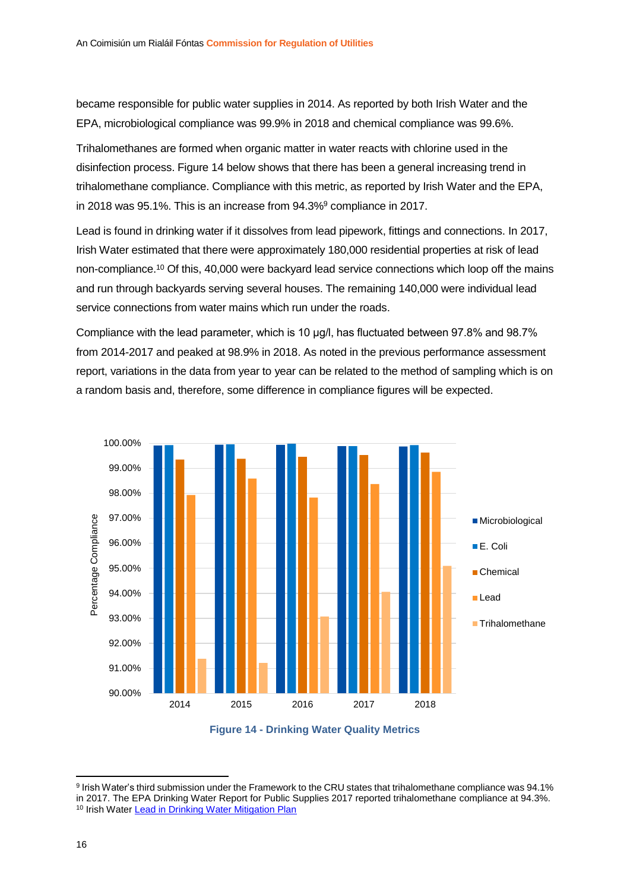became responsible for public water supplies in 2014. As reported by both Irish Water and the EPA, microbiological compliance was 99.9% in 2018 and chemical compliance was 99.6%.

Trihalomethanes are formed when organic matter in water reacts with chlorine used in the disinfection process. Figure 14 below shows that there has been a general increasing trend in trihalomethane compliance. Compliance with this metric, as reported by Irish Water and the EPA, in 2018 was 95.1%. This is an increase from 94.3%[9] compliance in 2017.

Lead is found in drinking water if it dissolves from lead pipework, fittings and connections. In 2017, Irish Water estimated that there were approximately 180,000 residential properties at risk of lead non-compliance.[10] Of this, 40,000 were backyard lead service connections which loop off the mains and run through backyards serving several houses. The remaining 140,000 were individual lead service connections from water mains which run under the roads.

Compliance with the lead parameter, which is 10 µg/l, has fluctuated between 97.8% and 98.7% from 2014-2017 and peaked at 98.9% in 2018. As noted in the previous performance assessment report, variations in the data from year to year can be related to the method of sampling which is on a random basis and, therefore, some difference in compliance figures will be expected.

**Figure 14 - Drinking Water Quality Metrics**

---

[9] Irish Water's third submission under the Framework to the CRU states that trihalomethane compliance was 94.1% in 2017. The EPA Drinking Water Report for Public Supplies 2017 reported trihalomethane compliance at 94.3%.

[10] Irish Water [Lead in Drinking Water Mitigation Plan]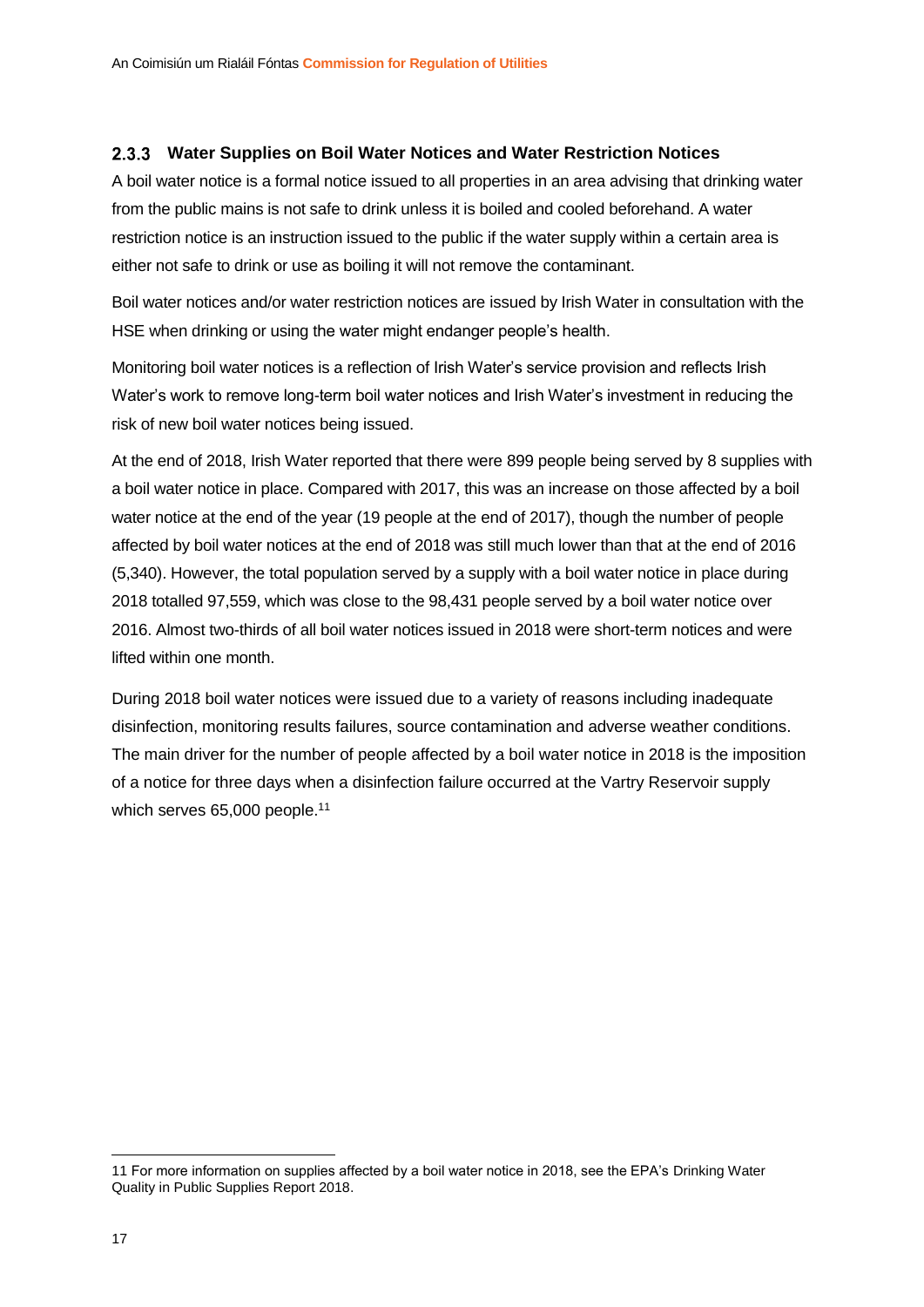### 2.3.3 Water Supplies on Boil Water Notices and Water Restriction Notices

A boil water notice is a formal notice issued to all properties in an area advising that drinking water from the public mains is not safe to drink unless it is boiled and cooled beforehand. A water restriction notice is an instruction issued to the public if the water supply within a certain area is either not safe to drink or use as boiling it will not remove the contaminant.

Boil water notices and/or water restriction notices are issued by Irish Water in consultation with the HSE when drinking or using the water might endanger people's health.

Monitoring boil water notices is a reflection of Irish Water's service provision and reflects Irish Water's work to remove long-term boil water notices and Irish Water's investment in reducing the risk of new boil water notices being issued.

At the end of 2018, Irish Water reported that there were 899 people being served by 8 supplies with a boil water notice in place. Compared with 2017, this was an increase on those affected by a boil water notice at the end of the year (19 people at the end of 2017), though the number of people affected by boil water notices at the end of 2018 was still much lower than that at the end of 2016 (5,340). However, the total population served by a supply with a boil water notice in place during 2018 totalled 97,559, which was close to the 98,431 people served by a boil water notice over 2016. Almost two-thirds of all boil water notices issued in 2018 were short-term notices and were lifted within one month.

During 2018 boil water notices were issued due to a variety of reasons including inadequate disinfection, monitoring results failures, source contamination and adverse weather conditions. The main driver for the number of people affected by a boil water notice in 2018 is the imposition of a notice for three days when a disinfection failure occurred at the Vartry Reservoir supply which serves 65,000 people.[11]

[11] For more information on supplies affected by a boil water notice in 2018, see the EPA's Drinking Water Quality in Public Supplies Report 2018.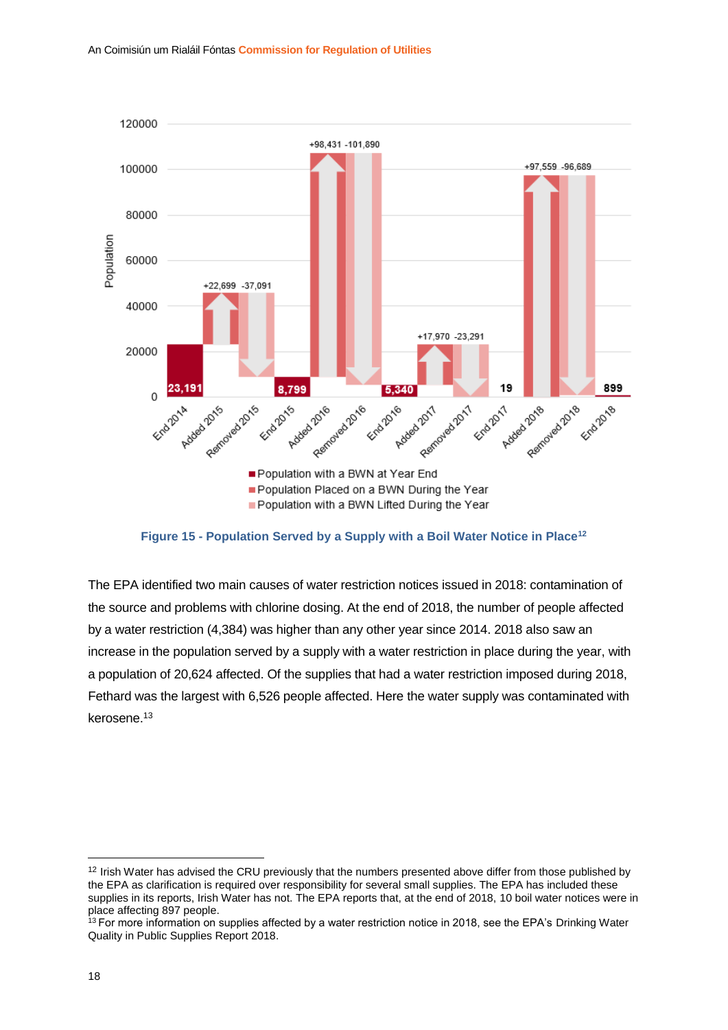Figure 15 - Population Served by a Supply with a Boil Water Notice in Place[12]

The EPA identified two main causes of water restriction notices issued in 2018: contamination of the source and problems with chlorine dosing. At the end of 2018, the number of people affected by a water restriction (4,384) was higher than any other year since 2014. 2018 also saw an increase in the population served by a supply with a water restriction in place during the year, with a population of 20,624 affected. Of the supplies that had a water restriction imposed during 2018, Fethard was the largest with 6,526 people affected. Here the water supply was contaminated with kerosene.[13]

[12] Irish Water has advised the CRU previously that the numbers presented above differ from those published by the EPA as clarification is required over responsibility for several small supplies. The EPA has included these supplies in its reports, Irish Water has not. The EPA reports that, at the end of 2018, 10 boil water notices were in place affecting 897 people.

[13] For more information on supplies affected by a water restriction notice in 2018, see the EPA's Drinking Water Quality in Public Supplies Report 2018.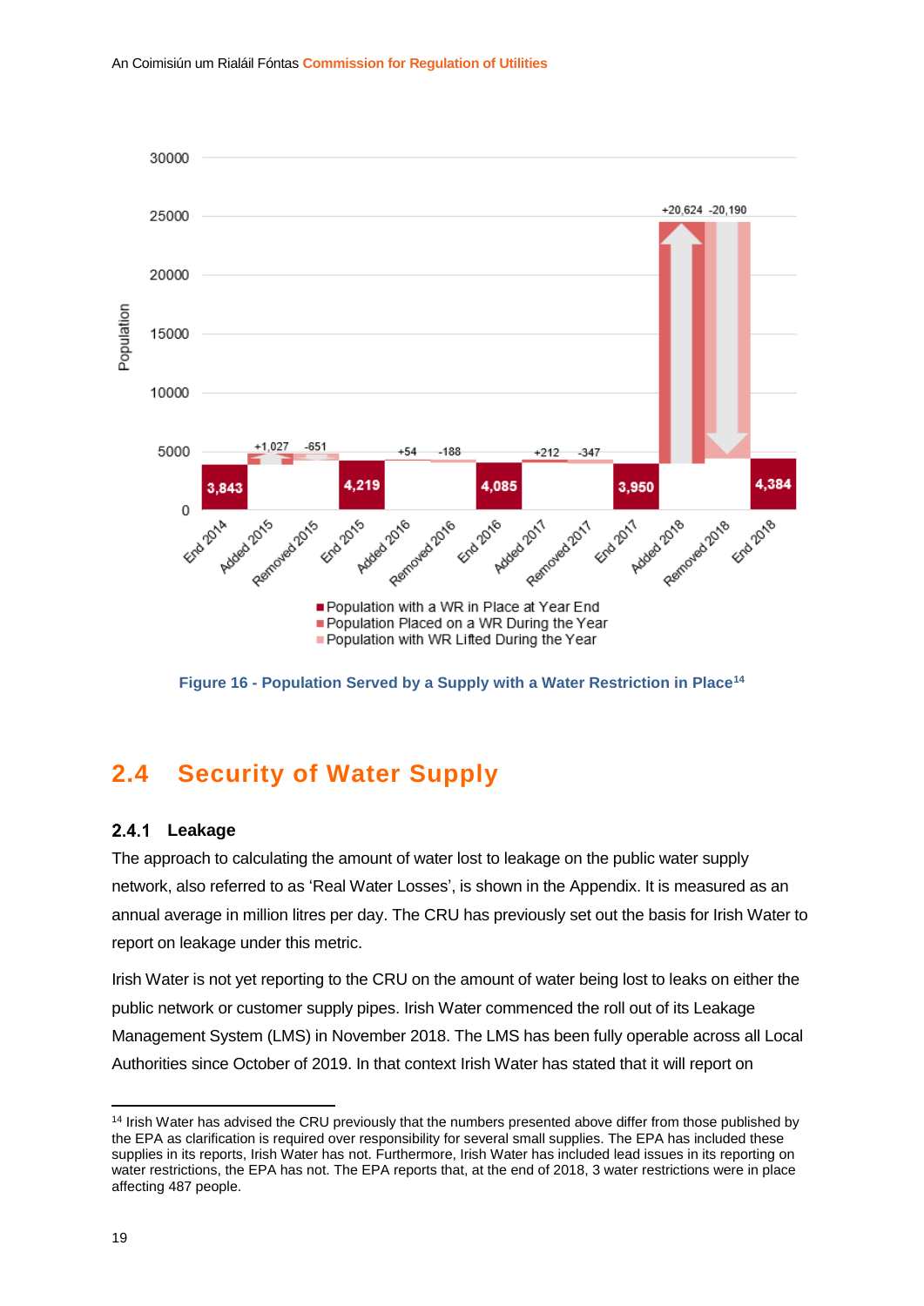| | Population with a WR in Place at Year End | Population Placed on a WR During the Year | Population with WR Lifted During the Year |
|---|---|---|---|
| End 2014 | 3,843 | | |
| Added 2015 | | +1,027 | |
| Removed 2015 | | | -651 |
| End 2015 | 4,219 | | |
| Added 2016 | | +54 | |
| Removed 2016 | | | -188 |
| End 2016 | 4,085 | | |
| Added 2017 | | +212 | |
| Removed 2017 | | | -347 |
| End 2017 | 3,950 | | |
| Added 2018 | | +20,624 | |
| Removed 2018 | | | -20,190 |
| End 2018 | 4,384 | | |

**Figure 16 - Population Served by a Supply with a Water Restriction in Place**[14]

## 2.4 Security of Water Supply

### 2.4.1 Leakage

The approach to calculating the amount of water lost to leakage on the public water supply network, also referred to as 'Real Water Losses', is shown in the Appendix. It is measured as an annual average in million litres per day. The CRU has previously set out the basis for Irish Water to report on leakage under this metric.

Irish Water is not yet reporting to the CRU on the amount of water being lost to leaks on either the public network or customer supply pipes. Irish Water commenced the roll out of its Leakage Management System (LMS) in November 2018. The LMS has been fully operable across all Local Authorities since October of 2019. In that context Irish Water has stated that it will report on

[14] Irish Water has advised the CRU previously that the numbers presented above differ from those published by the EPA as clarification is required over responsibility for several small supplies. The EPA has included these supplies in its reports, Irish Water has not. Furthermore, Irish Water has included lead issues in its reporting on water restrictions, the EPA has not. The EPA reports that, at the end of 2018, 3 water restrictions were in place affecting 487 people.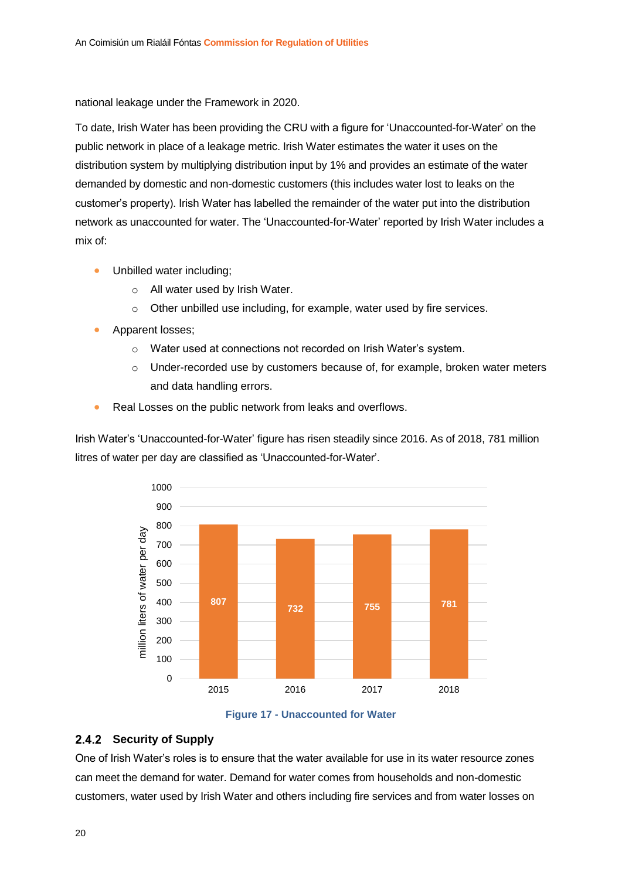national leakage under the Framework in 2020.

To date, Irish Water has been providing the CRU with a figure for 'Unaccounted-for-Water' on the public network in place of a leakage metric. Irish Water estimates the water it uses on the distribution system by multiplying distribution input by 1% and provides an estimate of the water demanded by domestic and non-domestic customers (this includes water lost to leaks on the customer's property). Irish Water has labelled the remainder of the water put into the distribution network as unaccounted for water. The 'Unaccounted-for-Water' reported by Irish Water includes a mix of:

- Unbilled water including;
  - All water used by Irish Water.
  - Other unbilled use including, for example, water used by fire services.
- Apparent losses;
  - Water used at connections not recorded on Irish Water's system.
  - Under-recorded use by customers because of, for example, broken water meters and data handling errors.
- Real Losses on the public network from leaks and overflows.

Irish Water's 'Unaccounted-for-Water' figure has risen steadily since 2016. As of 2018, 781 million litres of water per day are classified as 'Unaccounted-for-Water'.

| Year | million liters of water per day |
|---|---|
| 2015 | 807 |
| 2016 | 732 |
| 2017 | 755 |
| 2018 | 781 |

**Figure 17 - Unaccounted for Water**

### 2.4.2 Security of Supply

One of Irish Water's roles is to ensure that the water available for use in its water resource zones can meet the demand for water. Demand for water comes from households and non-domestic customers, water used by Irish Water and others including fire services and from water losses on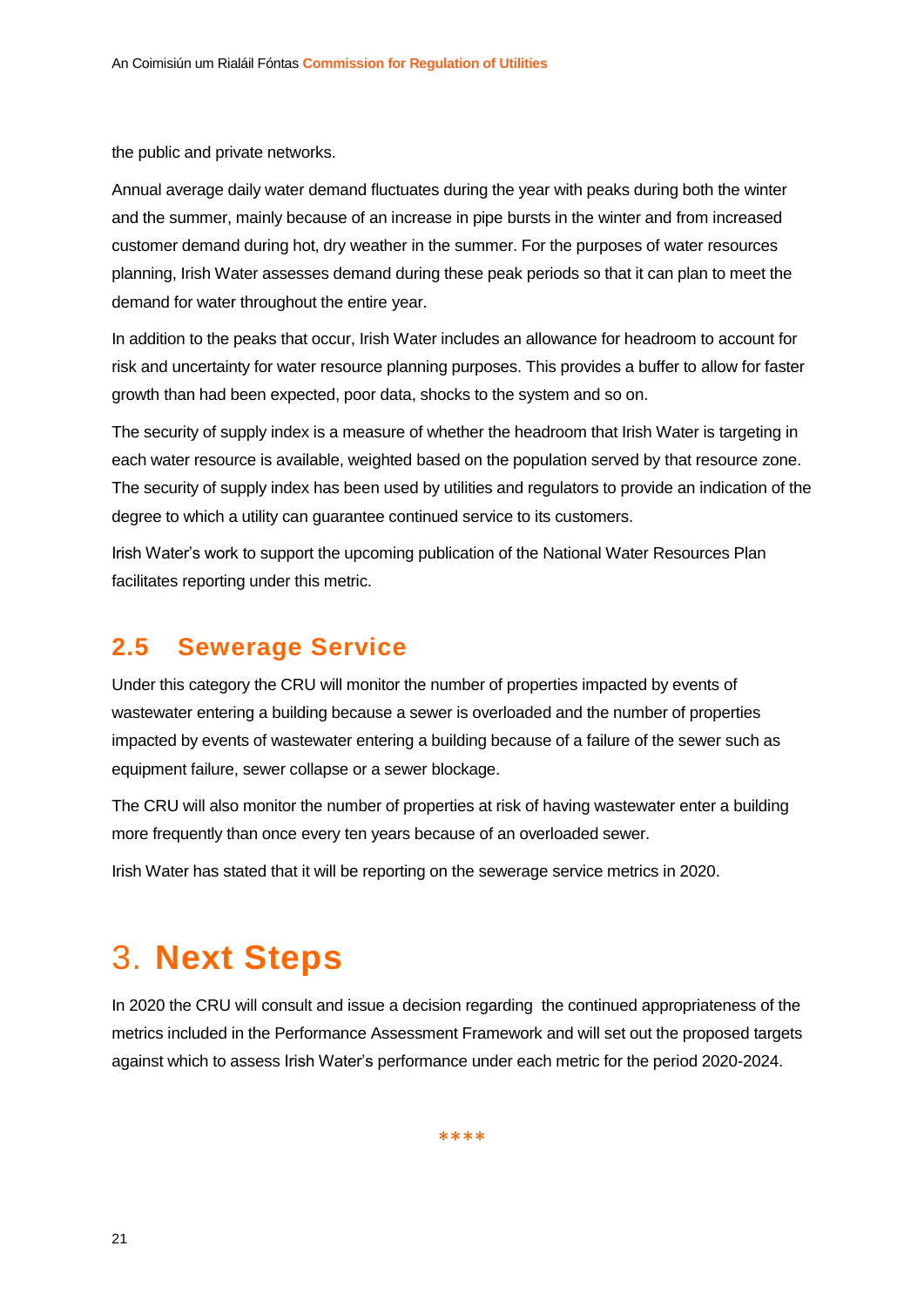the public and private networks.

Annual average daily water demand fluctuates during the year with peaks during both the winter and the summer, mainly because of an increase in pipe bursts in the winter and from increased customer demand during hot, dry weather in the summer. For the purposes of water resources planning, Irish Water assesses demand during these peak periods so that it can plan to meet the demand for water throughout the entire year.

In addition to the peaks that occur, Irish Water includes an allowance for headroom to account for risk and uncertainty for water resource planning purposes. This provides a buffer to allow for faster growth than had been expected, poor data, shocks to the system and so on.

The security of supply index is a measure of whether the headroom that Irish Water is targeting in each water resource is available, weighted based on the population served by that resource zone. The security of supply index has been used by utilities and regulators to provide an indication of the degree to which a utility can guarantee continued service to its customers.

Irish Water's work to support the upcoming publication of the National Water Resources Plan facilitates reporting under this metric.

## 2.5 Sewerage Service

Under this category the CRU will monitor the number of properties impacted by events of wastewater entering a building because a sewer is overloaded and the number of properties impacted by events of wastewater entering a building because of a failure of the sewer such as equipment failure, sewer collapse or a sewer blockage.

The CRU will also monitor the number of properties at risk of having wastewater enter a building more frequently than once every ten years because of an overloaded sewer.

Irish Water has stated that it will be reporting on the sewerage service metrics in 2020.

# 3. Next Steps

In 2020 the CRU will consult and issue a decision regarding the continued appropriateness of the metrics included in the Performance Assessment Framework and will set out the proposed targets against which to assess Irish Water's performance under each metric for the period 2020-2024.

****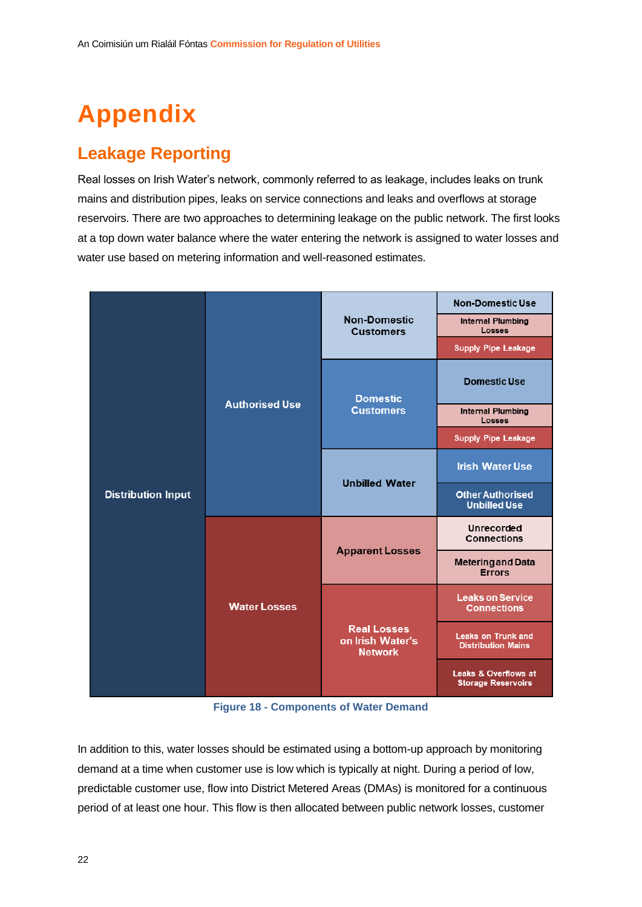# Appendix

## Leakage Reporting

Real losses on Irish Water's network, commonly referred to as leakage, includes leaks on trunk mains and distribution pipes, leaks on service connections and leaks and overflows at storage reservoirs. There are two approaches to determining leakage on the public network. The first looks at a top down water balance where the water entering the network is assigned to water losses and water use based on metering information and well-reasoned estimates.

| | | | |
|---|---|---|---|
| Distribution Input | Authorised Use | Non-Domestic Customers | Non-Domestic Use |
| | | | Internal Plumbing Losses |
| | | | Supply Pipe Leakage |
| | | Domestic Customers | Domestic Use |
| | | | Internal Plumbing Losses |
| | | | Supply Pipe Leakage |
| | | Unbilled Water | Irish Water Use |
| | | | Other Authorised Unbilled Use |
| | Water Losses | Apparent Losses | Unrecorded Connections |
| | | | Metering and Data Errors |
| | | Real Losses on Irish Water's Network | Leaks on Service Connections |
| | | | Leaks on Trunk and Distribution Mains |
| | | | Leaks & Overflows at Storage Reservoirs |

Figure 18 - Components of Water Demand

In addition to this, water losses should be estimated using a bottom-up approach by monitoring demand at a time when customer use is low which is typically at night. During a period of low, predictable customer use, flow into District Metered Areas (DMAs) is monitored for a continuous period of at least one hour. This flow is then allocated between public network losses, customer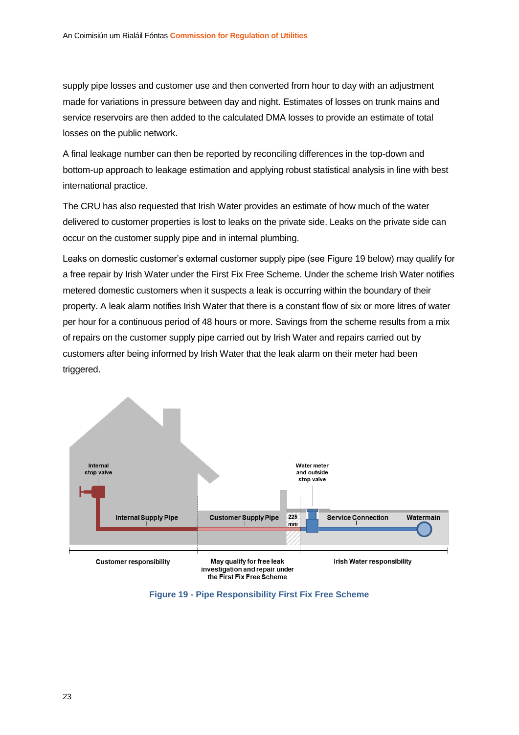supply pipe losses and customer use and then converted from hour to day with an adjustment made for variations in pressure between day and night. Estimates of losses on trunk mains and service reservoirs are then added to the calculated DMA losses to provide an estimate of total losses on the public network.

A final leakage number can then be reported by reconciling differences in the top-down and bottom-up approach to leakage estimation and applying robust statistical analysis in line with best international practice.

The CRU has also requested that Irish Water provides an estimate of how much of the water delivered to customer properties is lost to leaks on the private side. Leaks on the private side can occur on the customer supply pipe and in internal plumbing.

Leaks on domestic customer's external customer supply pipe (see Figure 19 below) may qualify for a free repair by Irish Water under the First Fix Free Scheme. Under the scheme Irish Water notifies metered domestic customers when it suspects a leak is occurring within the boundary of their property. A leak alarm notifies Irish Water that there is a constant flow of six or more litres of water per hour for a continuous period of 48 hours or more. Savings from the scheme results from a mix of repairs on the customer supply pipe carried out by Irish Water and repairs carried out by customers after being informed by Irish Water that the leak alarm on their meter had been triggered.

Internal stop valve

Water meter and outside stop valve

Internal Supply Pipe

Customer Supply Pipe

225 mm

Service Connection

Watermain

Customer responsibility

May qualify for free leak investigation and repair under the First Fix Free Scheme

Irish Water responsibility

**Figure 19 - Pipe Responsibility First Fix Free Scheme**